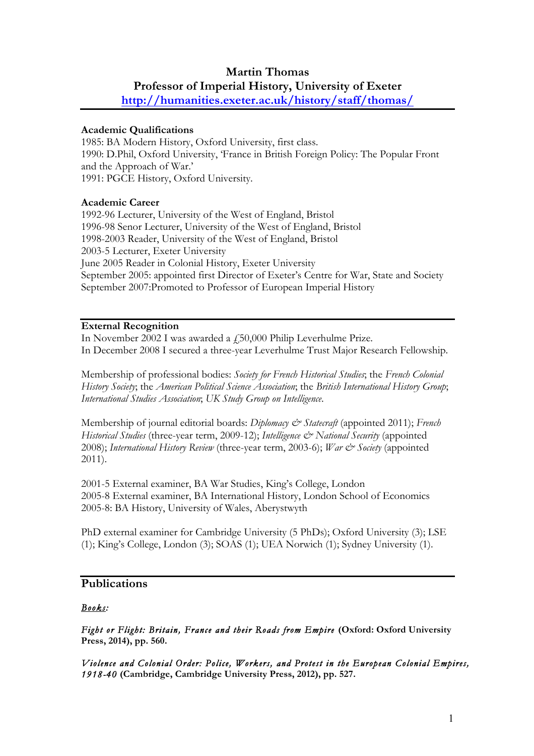# Martin Thomas

## Professor of Imperial History, University of Exeter

**[http://humanities.exeter.ac.uk/history/staff/thomas/](http://humanities.exeter.ac.uk/history/staff/thomas/)**

---

**Academic Qualifications**

1985: BA Modern History, Oxford University, first class.
1990: D.Phil, Oxford University, 'France in British Foreign Policy: The Popular Front and the Approach of War.'
1991: PGCE History, Oxford University.

**Academic Career**

1992-96 Lecturer, University of the West of England, Bristol
1996-98 Senor Lecturer, University of the West of England, Bristol
1998-2003 Reader, University of the West of England, Bristol
2003-5 Lecturer, Exeter University
June 2005 Reader in Colonial History, Exeter University
September 2005: appointed first Director of Exeter's Centre for War, State and Society
September 2007:Promoted to Professor of European Imperial History

---

**External Recognition**

In November 2002 I was awarded a £50,000 Philip Leverhulme Prize.
In December 2008 I secured a three-year Leverhulme Trust Major Research Fellowship.

Membership of professional bodies: *Society for French Historical Studies*; the *French Colonial History Society*; the *American Political Science Association*; the *British International History Group*; *International Studies Association*; *UK Study Group on Intelligence*.

Membership of journal editorial boards: *Diplomacy & Statecraft* (appointed 2011); *French Historical Studies* (three-year term, 2009-12); *Intelligence & National Security* (appointed 2008); *International History Review* (three-year term, 2003-6); *War & Society* (appointed 2011).

2001-5 External examiner, BA War Studies, King's College, London
2005-8 External examiner, BA International History, London School of Economics
2005-8: BA History, University of Wales, Aberystwyth

PhD external examiner for Cambridge University (5 PhDs); Oxford University (3); LSE (1); King's College, London (3); SOAS (1); UEA Norwich (1); Sydney University (1).

---

## Publications

*__Books:__*

*Fight or Flight: Britain, France and their Roads from Empire* **(Oxford: Oxford University Press, 2014), pp. 560.**

*Violence and Colonial Order: Police, Workers, and Protest in the European Colonial Empires, 1918-40* **(Cambridge, Cambridge University Press, 2012), pp. 527.**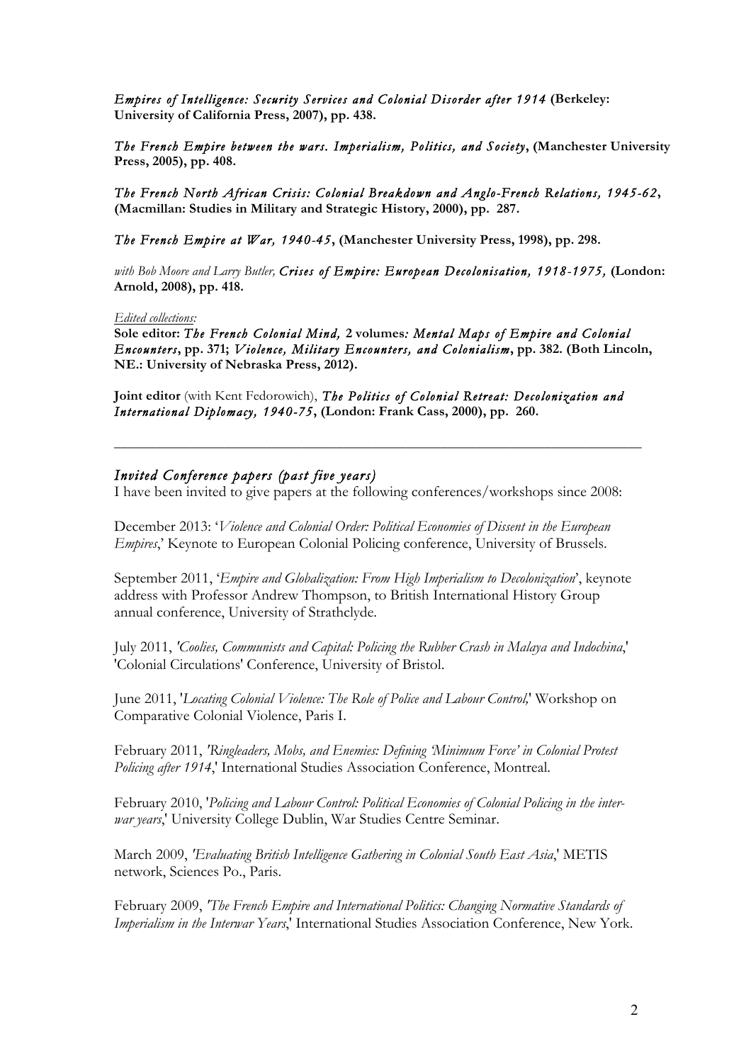*Empires of Intelligence: Security Services and Colonial Disorder after 1914* **(Berkeley: University of California Press, 2007), pp. 438.**

*The French Empire between the wars. Imperialism, Politics, and Society*, **(Manchester University Press, 2005), pp. 408.**

*The French North African Crisis: Colonial Breakdown and Anglo-French Relations, 1945-62*, **(Macmillan: Studies in Military and Strategic History, 2000), pp. 287.**

*The French Empire at War, 1940-45*, **(Manchester University Press, 1998), pp. 298.**

*with Bob Moore and Larry Butler, Crises of Empire: European Decolonisation, 1918-1975,* **(London: Arnold, 2008), pp. 418.**

*Edited collections:*

**Sole editor:** *The French Colonial Mind,* **2 volumes***: Mental Maps of Empire and Colonial Encounters*, **pp. 371;** *Violence, Military Encounters, and Colonialism*, **pp. 382. (Both Lincoln, NE.: University of Nebraska Press, 2012).**

**Joint editor** (with Kent Fedorowich), *The Politics of Colonial Retreat: Decolonization and International Diplomacy, 1940-75*, **(London: Frank Cass, 2000), pp. 260.**

---

## *Invited Conference papers (past five years)*

I have been invited to give papers at the following conferences/workshops since 2008:

December 2013: '*Violence and Colonial Order: Political Economies of Dissent in the European Empires*,' Keynote to European Colonial Policing conference, University of Brussels.

September 2011, '*Empire and Globalization: From High Imperialism to Decolonization*', keynote address with Professor Andrew Thompson, to British International History Group annual conference, University of Strathclyde.

July 2011, '*Coolies, Communists and Capital: Policing the Rubber Crash in Malaya and Indochina*,' 'Colonial Circulations' Conference, University of Bristol.

June 2011, '*Locating Colonial Violence: The Role of Police and Labour Control*,' Workshop on Comparative Colonial Violence, Paris I.

February 2011, '*Ringleaders, Mobs, and Enemies: Defining 'Minimum Force' in Colonial Protest Policing after 1914*,' International Studies Association Conference, Montreal.

February 2010, '*Policing and Labour Control: Political Economies of Colonial Policing in the inter-war years*,' University College Dublin, War Studies Centre Seminar.

March 2009, '*Evaluating British Intelligence Gathering in Colonial South East Asia*,' METIS network, Sciences Po., Paris.

February 2009, '*The French Empire and International Politics: Changing Normative Standards of Imperialism in the Interwar Years*,' International Studies Association Conference, New York.